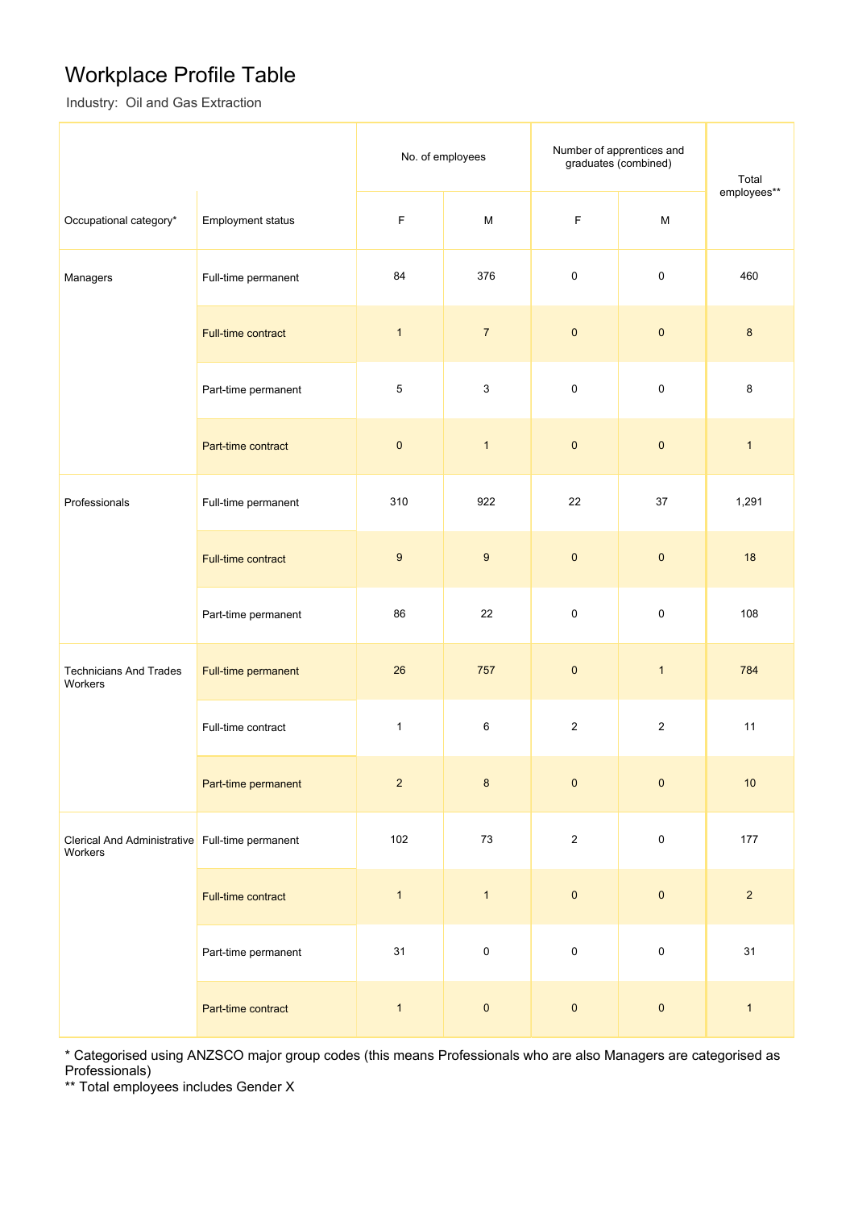# Workplace Profile Table

Industry: Oil and Gas Extraction

| Occupational category* | Employment status | No. of employees | | Number of apprentices and graduates (combined) | | Total employees** |
|---|---|---|---|---|---|---|
| | | F | M | F | M | |
| Managers | Full-time permanent | 84 | 376 | 0 | 0 | 460 |
| | Full-time contract | 1 | 7 | 0 | 0 | 8 |
| | Part-time permanent | 5 | 3 | 0 | 0 | 8 |
| | Part-time contract | 0 | 1 | 0 | 0 | 1 |
| Professionals | Full-time permanent | 310 | 922 | 22 | 37 | 1,291 |
| | Full-time contract | 9 | 9 | 0 | 0 | 18 |
| | Part-time permanent | 86 | 22 | 0 | 0 | 108 |
| Technicians And Trades Workers | Full-time permanent | 26 | 757 | 0 | 1 | 784 |
| | Full-time contract | 1 | 6 | 2 | 2 | 11 |
| | Part-time permanent | 2 | 8 | 0 | 0 | 10 |
| Clerical And Administrative Workers | Full-time permanent | 102 | 73 | 2 | 0 | 177 |
| | Full-time contract | 1 | 1 | 0 | 0 | 2 |
| | Part-time permanent | 31 | 0 | 0 | 0 | 31 |
| | Part-time contract | 1 | 0 | 0 | 0 | 1 |

* Categorised using ANZSCO major group codes (this means Professionals who are also Managers are categorised as Professionals)

** Total employees includes Gender X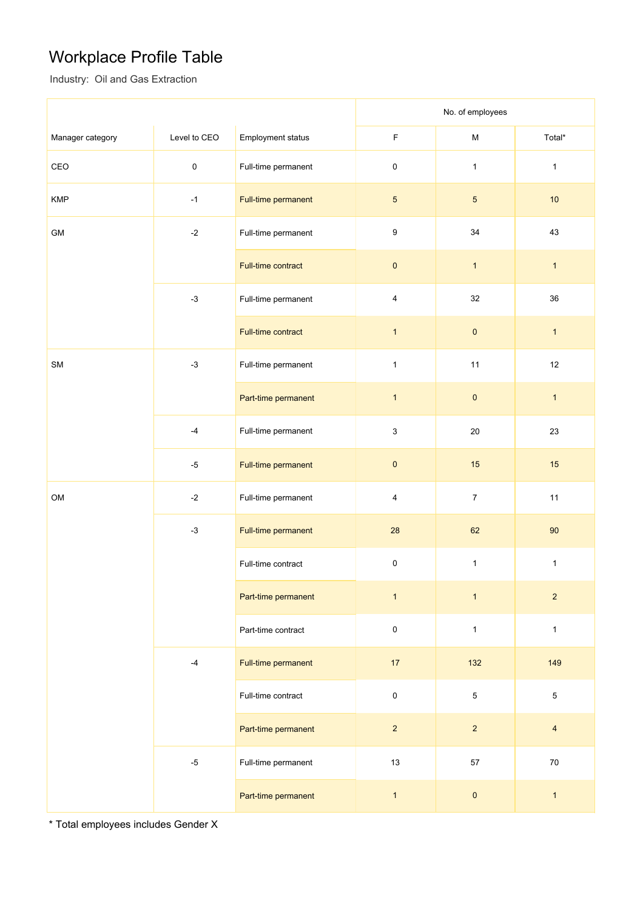# Workplace Profile Table

Industry:  Oil and Gas Extraction

| | | | No. of employees | | |
|---|---|---|---|---|---|
| Manager category | Level to CEO | Employment status | F | M | Total* |
| CEO | 0 | Full-time permanent | 0 | 1 | 1 |
| KMP | -1 | Full-time permanent | 5 | 5 | 10 |
| GM | -2 | Full-time permanent | 9 | 34 | 43 |
| | | Full-time contract | 0 | 1 | 1 |
| | -3 | Full-time permanent | 4 | 32 | 36 |
| | | Full-time contract | 1 | 0 | 1 |
| SM | -3 | Full-time permanent | 1 | 11 | 12 |
| | | Part-time permanent | 1 | 0 | 1 |
| | -4 | Full-time permanent | 3 | 20 | 23 |
| | -5 | Full-time permanent | 0 | 15 | 15 |
| OM | -2 | Full-time permanent | 4 | 7 | 11 |
| | -3 | Full-time permanent | 28 | 62 | 90 |
| | | Full-time contract | 0 | 1 | 1 |
| | | Part-time permanent | 1 | 1 | 2 |
| | | Part-time contract | 0 | 1 | 1 |
| | -4 | Full-time permanent | 17 | 132 | 149 |
| | | Full-time contract | 0 | 5 | 5 |
| | | Part-time permanent | 2 | 2 | 4 |
| | -5 | Full-time permanent | 13 | 57 | 70 |
| | | Part-time permanent | 1 | 0 | 1 |

* Total employees includes Gender X